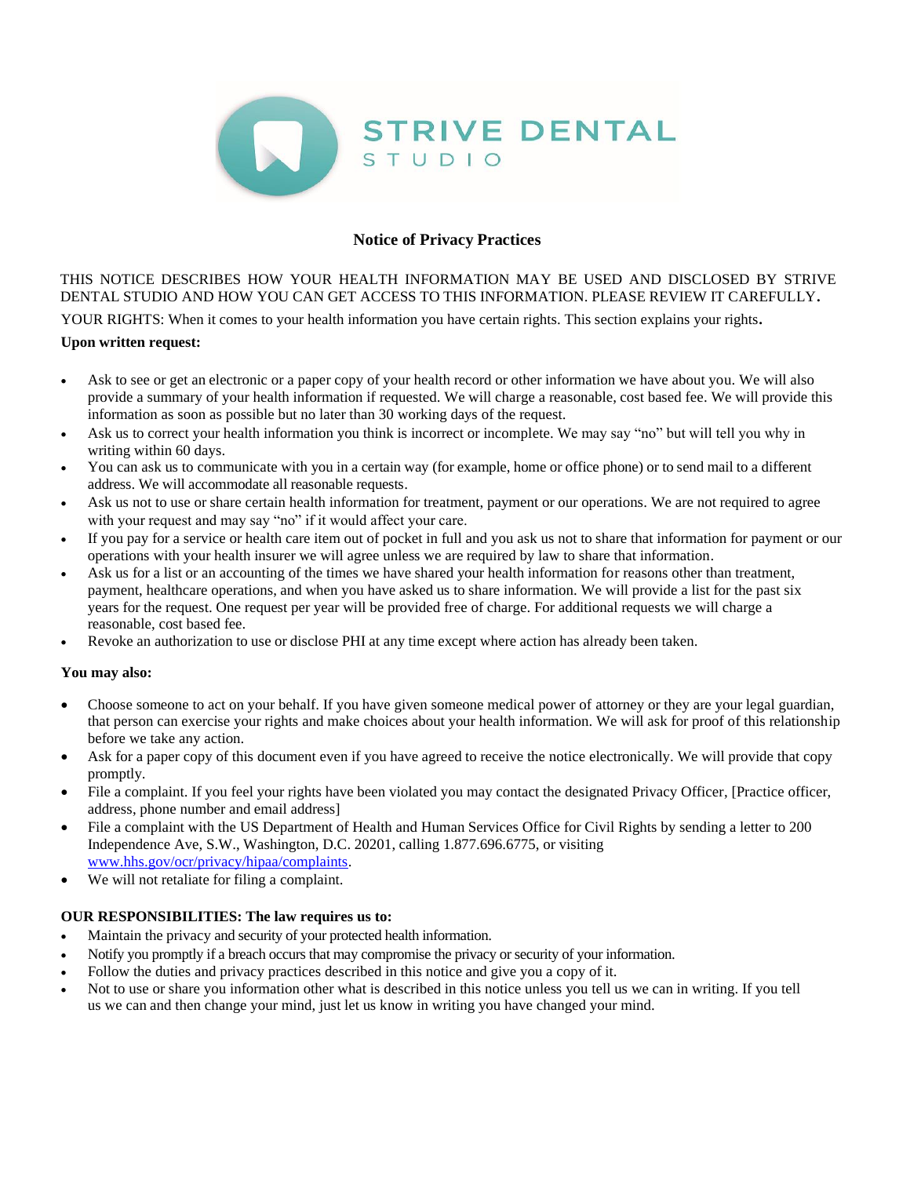STRIVE DENTAL STUDIO

## Notice of Privacy Practices

THIS NOTICE DESCRIBES HOW YOUR HEALTH INFORMATION MAY BE USED AND DISCLOSED BY STRIVE DENTAL STUDIO AND HOW YOU CAN GET ACCESS TO THIS INFORMATION. PLEASE REVIEW IT CAREFULLY.

YOUR RIGHTS: When it comes to your health information you have certain rights. This section explains your rights.

**Upon written request:**

- Ask to see or get an electronic or a paper copy of your health record or other information we have about you. We will also provide a summary of your health information if requested. We will charge a reasonable, cost based fee. We will provide this information as soon as possible but no later than 30 working days of the request.
- Ask us to correct your health information you think is incorrect or incomplete. We may say "no" but will tell you why in writing within 60 days.
- You can ask us to communicate with you in a certain way (for example, home or office phone) or to send mail to a different address. We will accommodate all reasonable requests.
- Ask us not to use or share certain health information for treatment, payment or our operations. We are not required to agree with your request and may say "no" if it would affect your care.
- If you pay for a service or health care item out of pocket in full and you ask us not to share that information for payment or our operations with your health insurer we will agree unless we are required by law to share that information.
- Ask us for a list or an accounting of the times we have shared your health information for reasons other than treatment, payment, healthcare operations, and when you have asked us to share information. We will provide a list for the past six years for the request. One request per year will be provided free of charge. For additional requests we will charge a reasonable, cost based fee.
- Revoke an authorization to use or disclose PHI at any time except where action has already been taken.

**You may also:**

- Choose someone to act on your behalf. If you have given someone medical power of attorney or they are your legal guardian, that person can exercise your rights and make choices about your health information. We will ask for proof of this relationship before we take any action.
- Ask for a paper copy of this document even if you have agreed to receive the notice electronically. We will provide that copy promptly.
- File a complaint. If you feel your rights have been violated you may contact the designated Privacy Officer, [Practice officer, address, phone number and email address]
- File a complaint with the US Department of Health and Human Services Office for Civil Rights by sending a letter to 200 Independence Ave, S.W., Washington, D.C. 20201, calling 1.877.696.6775, or visiting www.hhs.gov/ocr/privacy/hipaa/complaints.
- We will not retaliate for filing a complaint.

**OUR RESPONSIBILITIES: The law requires us to:**

- Maintain the privacy and security of your protected health information.
- Notify you promptly if a breach occurs that may compromise the privacy or security of your information.
- Follow the duties and privacy practices described in this notice and give you a copy of it.
- Not to use or share you information other what is described in this notice unless you tell us we can in writing. If you tell us we can and then change your mind, just let us know in writing you have changed your mind.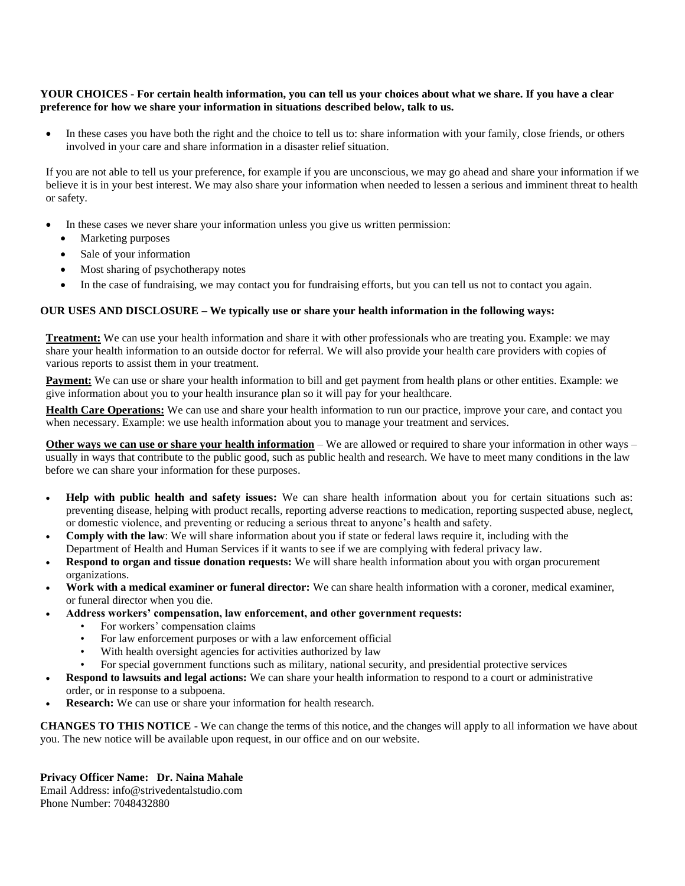**YOUR CHOICES - For certain health information, you can tell us your choices about what we share. If you have a clear preference for how we share your information in situations described below, talk to us.**

- In these cases you have both the right and the choice to tell us to: share information with your family, close friends, or others involved in your care and share information in a disaster relief situation.

If you are not able to tell us your preference, for example if you are unconscious, we may go ahead and share your information if we believe it is in your best interest. We may also share your information when needed to lessen a serious and imminent threat to health or safety.

- In these cases we never share your information unless you give us written permission:
  - Marketing purposes
  - Sale of your information
  - Most sharing of psychotherapy notes
  - In the case of fundraising, we may contact you for fundraising efforts, but you can tell us not to contact you again.

**OUR USES AND DISCLOSURE – We typically use or share your health information in the following ways:**

**Treatment:** We can use your health information and share it with other professionals who are treating you. Example: we may share your health information to an outside doctor for referral. We will also provide your health care providers with copies of various reports to assist them in your treatment.

**Payment:** We can use or share your health information to bill and get payment from health plans or other entities. Example: we give information about you to your health insurance plan so it will pay for your healthcare.

**Health Care Operations:** We can use and share your health information to run our practice, improve your care, and contact you when necessary. Example: we use health information about you to manage your treatment and services.

**Other ways we can use or share your health information** – We are allowed or required to share your information in other ways – usually in ways that contribute to the public good, such as public health and research. We have to meet many conditions in the law before we can share your information for these purposes.

- **Help with public health and safety issues:** We can share health information about you for certain situations such as: preventing disease, helping with product recalls, reporting adverse reactions to medication, reporting suspected abuse, neglect, or domestic violence, and preventing or reducing a serious threat to anyone's health and safety.
- **Comply with the law**: We will share information about you if state or federal laws require it, including with the Department of Health and Human Services if it wants to see if we are complying with federal privacy law.
- **Respond to organ and tissue donation requests:** We will share health information about you with organ procurement organizations.
- **Work with a medical examiner or funeral director:** We can share health information with a coroner, medical examiner, or funeral director when you die.
- **Address workers' compensation, law enforcement, and other government requests:**
  - For workers' compensation claims
  - For law enforcement purposes or with a law enforcement official
  - With health oversight agencies for activities authorized by law
  - For special government functions such as military, national security, and presidential protective services
- **Respond to lawsuits and legal actions:** We can share your health information to respond to a court or administrative order, or in response to a subpoena.
- **Research:** We can use or share your information for health research.

**CHANGES TO THIS NOTICE -** We can change the terms of this notice, and the changes will apply to all information we have about you. The new notice will be available upon request, in our office and on our website.

**Privacy Officer Name: Dr. Naina Mahale**
Email Address: info@strivedentalstudio.com
Phone Number: 7048432880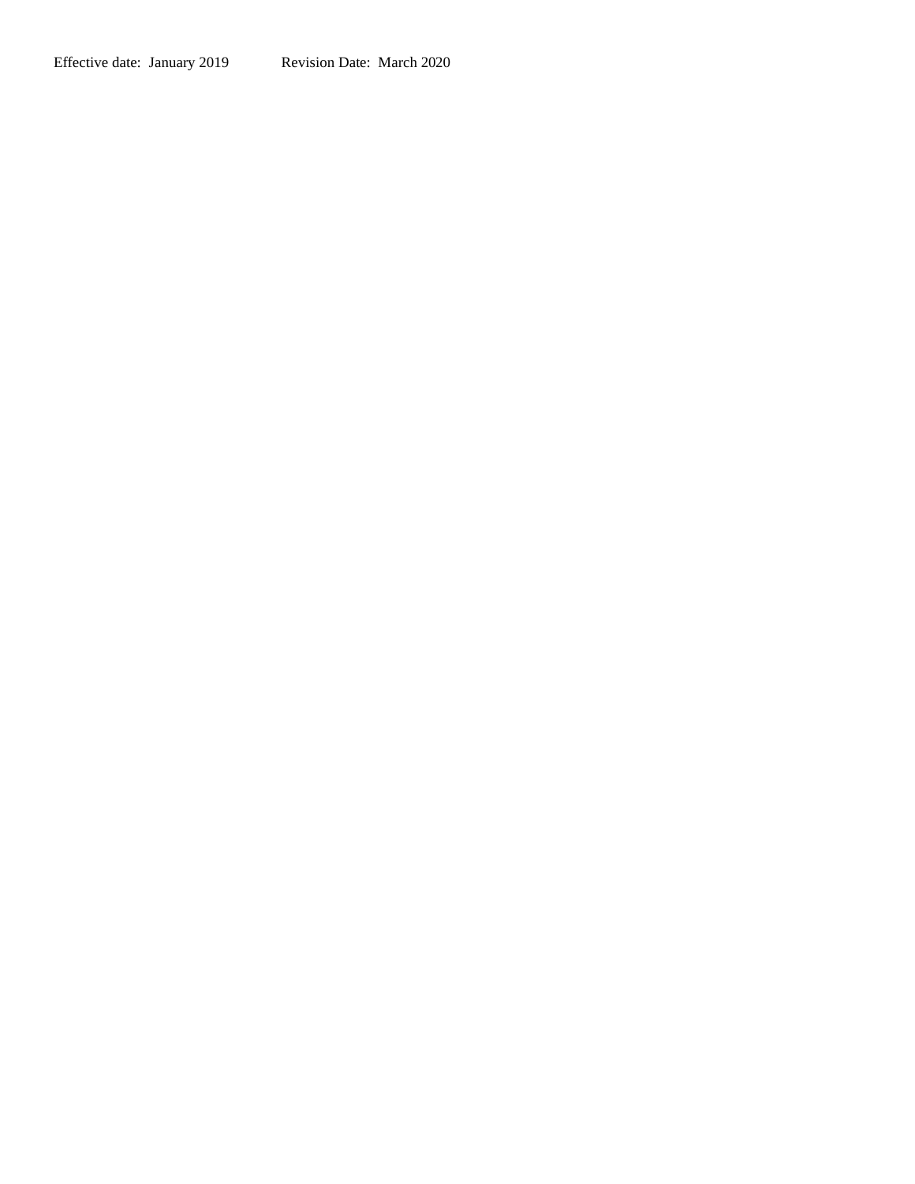Effective date: January 2019 Revision Date: March 2020